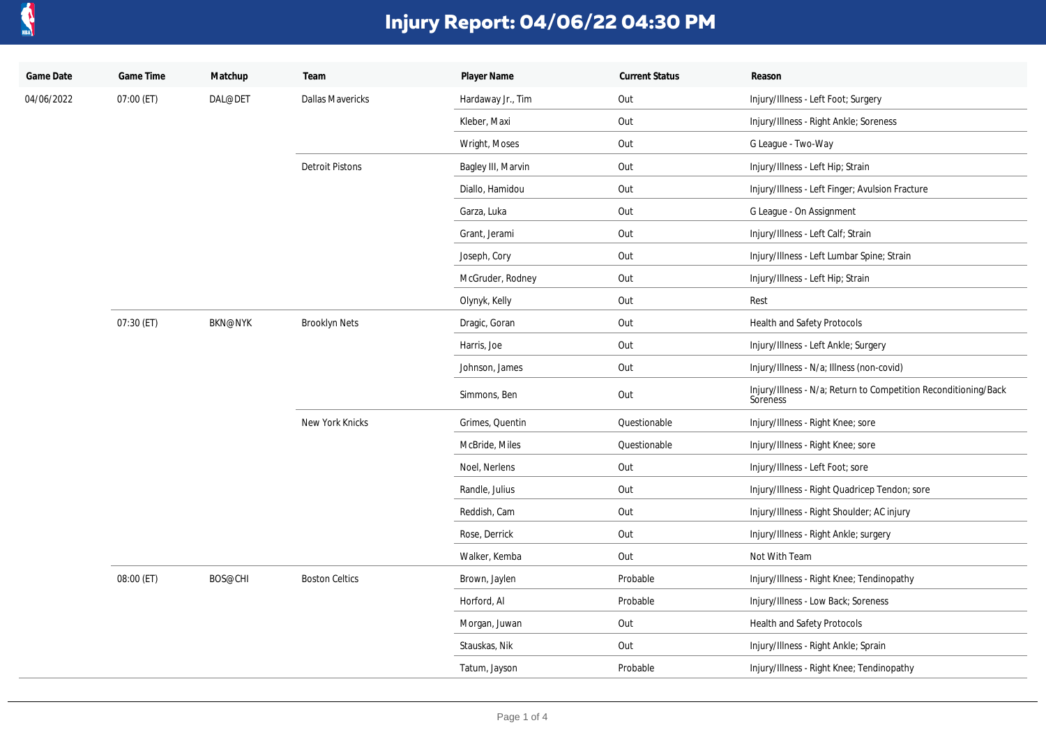# Injury Report: 04/06/22 04:30 PM

| Game Date | Game Time | Matchup | Team | Player Name | Current Status | Reason |
|---|---|---|---|---|---|---|
| 04/06/2022 | 07:00 (ET) | DAL@DET | Dallas Mavericks | Hardaway Jr., Tim | Out | Injury/Illness - Left Foot; Surgery |
| | | | | Kleber, Maxi | Out | Injury/Illness - Right Ankle; Soreness |
| | | | | Wright, Moses | Out | G League - Two-Way |
| | | | Detroit Pistons | Bagley III, Marvin | Out | Injury/Illness - Left Hip; Strain |
| | | | | Diallo, Hamidou | Out | Injury/Illness - Left Finger; Avulsion Fracture |
| | | | | Garza, Luka | Out | G League - On Assignment |
| | | | | Grant, Jerami | Out | Injury/Illness - Left Calf; Strain |
| | | | | Joseph, Cory | Out | Injury/Illness - Left Lumbar Spine; Strain |
| | | | | McGruder, Rodney | Out | Injury/Illness - Left Hip; Strain |
| | | | | Olynyk, Kelly | Out | Rest |
| | 07:30 (ET) | BKN@NYK | Brooklyn Nets | Dragic, Goran | Out | Health and Safety Protocols |
| | | | | Harris, Joe | Out | Injury/Illness - Left Ankle; Surgery |
| | | | | Johnson, James | Out | Injury/Illness - N/a; Illness (non-covid) |
| | | | | Simmons, Ben | Out | Injury/Illness - N/a; Return to Competition Reconditioning/Back Soreness |
| | | | New York Knicks | Grimes, Quentin | Questionable | Injury/Illness - Right Knee; sore |
| | | | | McBride, Miles | Questionable | Injury/Illness - Right Knee; sore |
| | | | | Noel, Nerlens | Out | Injury/Illness - Left Foot; sore |
| | | | | Randle, Julius | Out | Injury/Illness - Right Quadricep Tendon; sore |
| | | | | Reddish, Cam | Out | Injury/Illness - Right Shoulder; AC injury |
| | | | | Rose, Derrick | Out | Injury/Illness - Right Ankle; surgery |
| | | | | Walker, Kemba | Out | Not With Team |
| | 08:00 (ET) | BOS@CHI | Boston Celtics | Brown, Jaylen | Probable | Injury/Illness - Right Knee; Tendinopathy |
| | | | | Horford, Al | Probable | Injury/Illness - Low Back; Soreness |
| | | | | Morgan, Juwan | Out | Health and Safety Protocols |
| | | | | Stauskas, Nik | Out | Injury/Illness - Right Ankle; Sprain |
| | | | | Tatum, Jayson | Probable | Injury/Illness - Right Knee; Tendinopathy |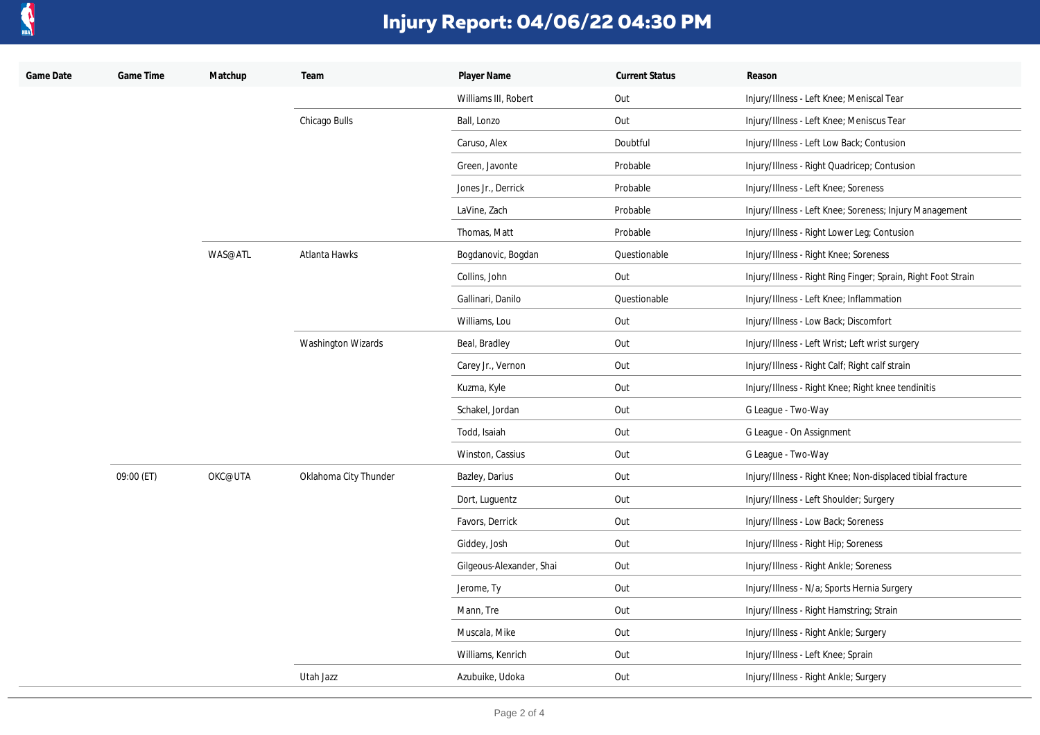# Injury Report: 04/06/22 04:30 PM

| Game Date | Game Time | Matchup | Team | Player Name | Current Status | Reason |
|---|---|---|---|---|---|---|
| | | | | Williams III, Robert | Out | Injury/Illness - Left Knee; Meniscal Tear |
| | | | Chicago Bulls | Ball, Lonzo | Out | Injury/Illness - Left Knee; Meniscus Tear |
| | | | | Caruso, Alex | Doubtful | Injury/Illness - Left Low Back; Contusion |
| | | | | Green, Javonte | Probable | Injury/Illness - Right Quadricep; Contusion |
| | | | | Jones Jr., Derrick | Probable | Injury/Illness - Left Knee; Soreness |
| | | | | LaVine, Zach | Probable | Injury/Illness - Left Knee; Soreness; Injury Management |
| | | | | Thomas, Matt | Probable | Injury/Illness - Right Lower Leg; Contusion |
| | | WAS@ATL | Atlanta Hawks | Bogdanovic, Bogdan | Questionable | Injury/Illness - Right Knee; Soreness |
| | | | | Collins, John | Out | Injury/Illness - Right Ring Finger; Sprain, Right Foot Strain |
| | | | | Gallinari, Danilo | Questionable | Injury/Illness - Left Knee; Inflammation |
| | | | | Williams, Lou | Out | Injury/Illness - Low Back; Discomfort |
| | | | Washington Wizards | Beal, Bradley | Out | Injury/Illness - Left Wrist; Left wrist surgery |
| | | | | Carey Jr., Vernon | Out | Injury/Illness - Right Calf; Right calf strain |
| | | | | Kuzma, Kyle | Out | Injury/Illness - Right Knee; Right knee tendinitis |
| | | | | Schakel, Jordan | Out | G League - Two-Way |
| | | | | Todd, Isaiah | Out | G League - On Assignment |
| | | | | Winston, Cassius | Out | G League - Two-Way |
| | 09:00 (ET) | OKC@UTA | Oklahoma City Thunder | Bazley, Darius | Out | Injury/Illness - Right Knee; Non-displaced tibial fracture |
| | | | | Dort, Luguentz | Out | Injury/Illness - Left Shoulder; Surgery |
| | | | | Favors, Derrick | Out | Injury/Illness - Low Back; Soreness |
| | | | | Giddey, Josh | Out | Injury/Illness - Right Hip; Soreness |
| | | | | Gilgeous-Alexander, Shai | Out | Injury/Illness - Right Ankle; Soreness |
| | | | | Jerome, Ty | Out | Injury/Illness - N/a; Sports Hernia Surgery |
| | | | | Mann, Tre | Out | Injury/Illness - Right Hamstring; Strain |
| | | | | Muscala, Mike | Out | Injury/Illness - Right Ankle; Surgery |
| | | | | Williams, Kenrich | Out | Injury/Illness - Left Knee; Sprain |
| | | | Utah Jazz | Azubuike, Udoka | Out | Injury/Illness - Right Ankle; Surgery |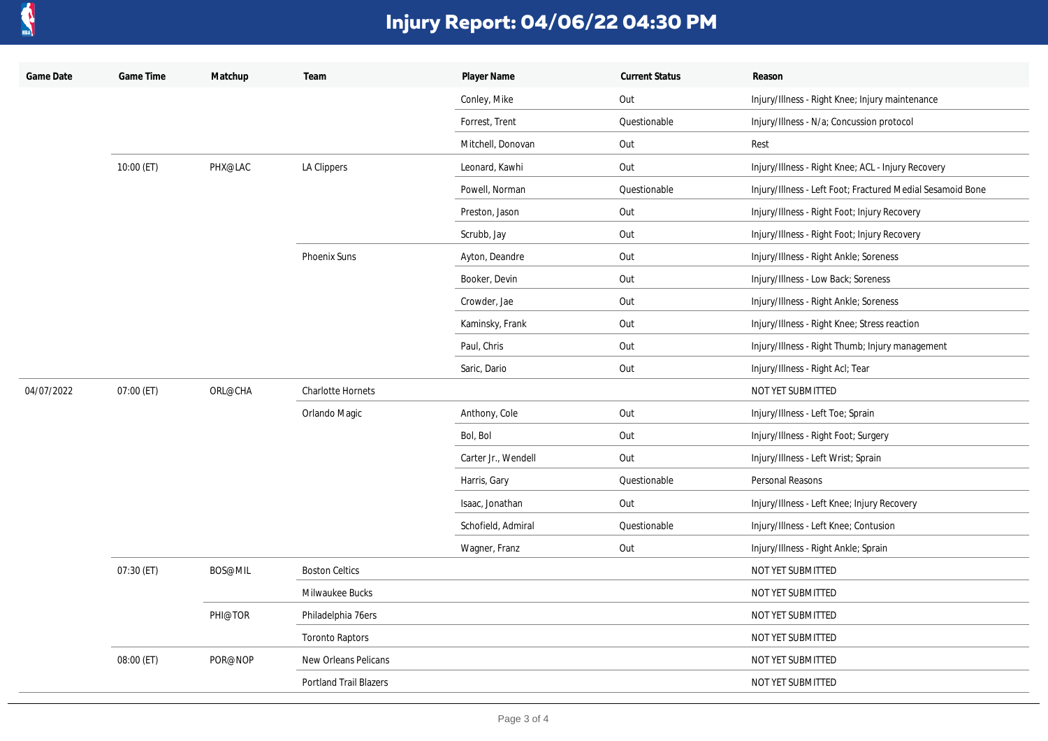# Injury Report: 04/06/22 04:30 PM

| Game Date | Game Time | Matchup | Team | Player Name | Current Status | Reason |
|---|---|---|---|---|---|---|
| | | | | Conley, Mike | Out | Injury/Illness - Right Knee; Injury maintenance |
| | | | | Forrest, Trent | Questionable | Injury/Illness - N/a; Concussion protocol |
| | | | | Mitchell, Donovan | Out | Rest |
| | 10:00 (ET) | PHX@LAC | LA Clippers | Leonard, Kawhi | Out | Injury/Illness - Right Knee; ACL - Injury Recovery |
| | | | | Powell, Norman | Questionable | Injury/Illness - Left Foot; Fractured Medial Sesamoid Bone |
| | | | | Preston, Jason | Out | Injury/Illness - Right Foot; Injury Recovery |
| | | | | Scrubb, Jay | Out | Injury/Illness - Right Foot; Injury Recovery |
| | | | Phoenix Suns | Ayton, Deandre | Out | Injury/Illness - Right Ankle; Soreness |
| | | | | Booker, Devin | Out | Injury/Illness - Low Back; Soreness |
| | | | | Crowder, Jae | Out | Injury/Illness - Right Ankle; Soreness |
| | | | | Kaminsky, Frank | Out | Injury/Illness - Right Knee; Stress reaction |
| | | | | Paul, Chris | Out | Injury/Illness - Right Thumb; Injury management |
| | | | | Saric, Dario | Out | Injury/Illness - Right Acl; Tear |
| 04/07/2022 | 07:00 (ET) | ORL@CHA | Charlotte Hornets | | | NOT YET SUBMITTED |
| | | | Orlando Magic | Anthony, Cole | Out | Injury/Illness - Left Toe; Sprain |
| | | | | Bol, Bol | Out | Injury/Illness - Right Foot; Surgery |
| | | | | Carter Jr., Wendell | Out | Injury/Illness - Left Wrist; Sprain |
| | | | | Harris, Gary | Questionable | Personal Reasons |
| | | | | Isaac, Jonathan | Out | Injury/Illness - Left Knee; Injury Recovery |
| | | | | Schofield, Admiral | Questionable | Injury/Illness - Left Knee; Contusion |
| | | | | Wagner, Franz | Out | Injury/Illness - Right Ankle; Sprain |
| | 07:30 (ET) | BOS@MIL | Boston Celtics | | | NOT YET SUBMITTED |
| | | | Milwaukee Bucks | | | NOT YET SUBMITTED |
| | | PHI@TOR | Philadelphia 76ers | | | NOT YET SUBMITTED |
| | | | Toronto Raptors | | | NOT YET SUBMITTED |
| | 08:00 (ET) | POR@NOP | New Orleans Pelicans | | | NOT YET SUBMITTED |
| | | | Portland Trail Blazers | | | NOT YET SUBMITTED |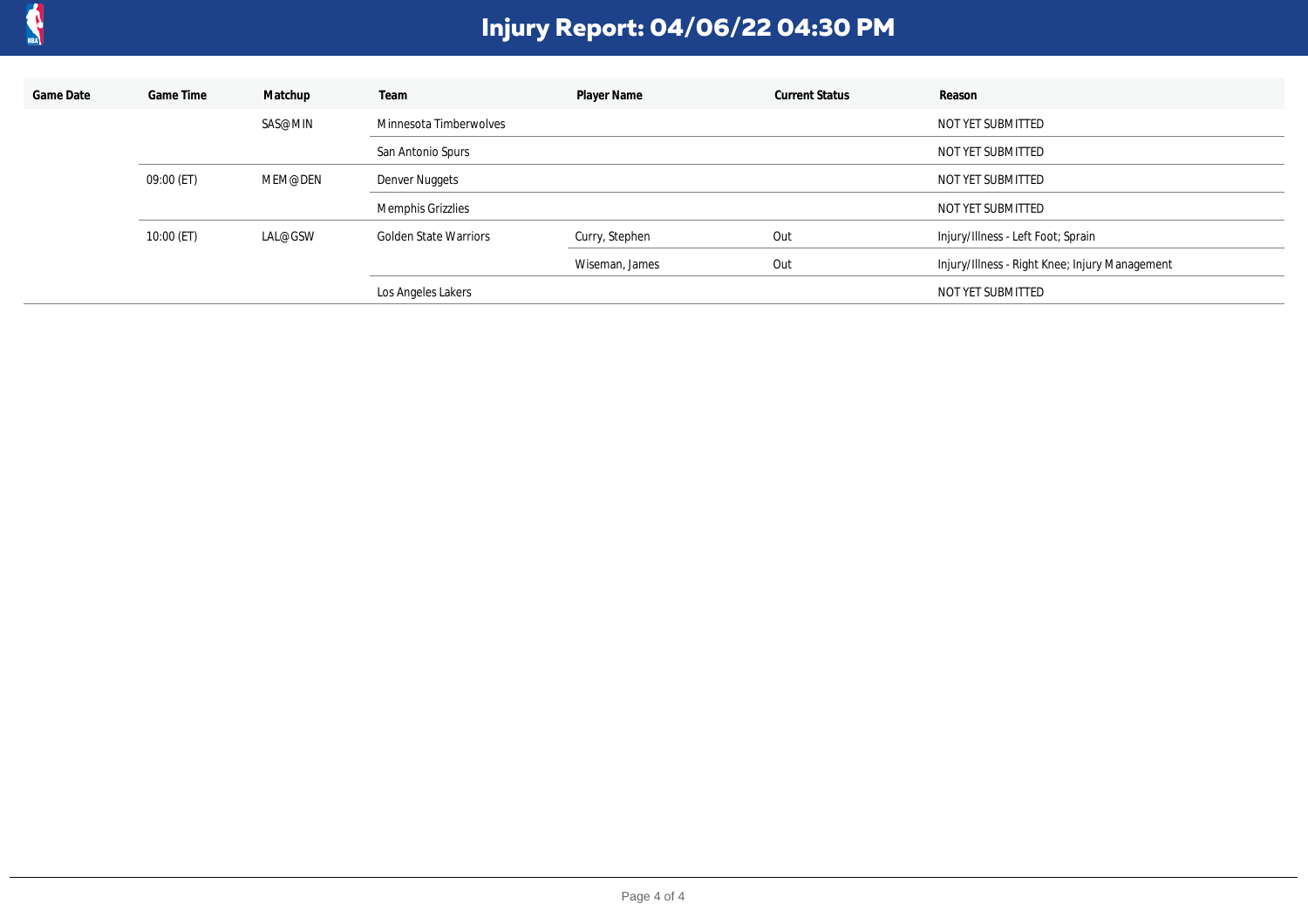# Injury Report: 04/06/22 04:30 PM

| Game Date | Game Time | Matchup | Team | Player Name | Current Status | Reason |
| --- | --- | --- | --- | --- | --- | --- |
| | | SAS@MIN | Minnesota Timberwolves | | | NOT YET SUBMITTED |
| | | | San Antonio Spurs | | | NOT YET SUBMITTED |
| | 09:00 (ET) | MEM@DEN | Denver Nuggets | | | NOT YET SUBMITTED |
| | | | Memphis Grizzlies | | | NOT YET SUBMITTED |
| | 10:00 (ET) | LAL@GSW | Golden State Warriors | Curry, Stephen | Out | Injury/Illness - Left Foot; Sprain |
| | | | | Wiseman, James | Out | Injury/Illness - Right Knee; Injury Management |
| | | | Los Angeles Lakers | | | NOT YET SUBMITTED |